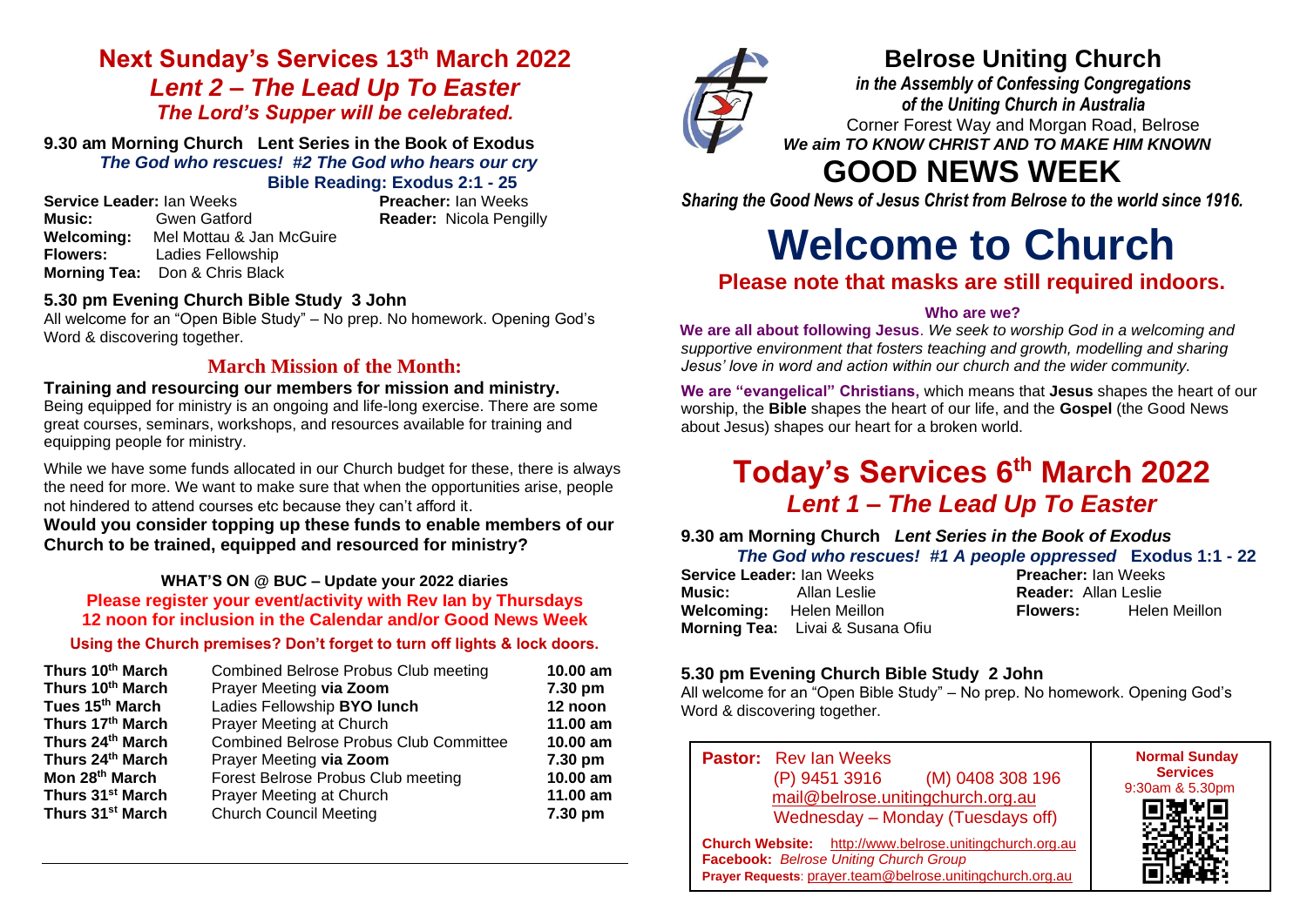## Next Sunday's Services 13th March 2022

### *Lent 2 – The Lead Up To Easter*

***The Lord's Supper will be celebrated.***

**9.30 am Morning Church Lent Series in the Book of Exodus**

***The God who rescues! #2 The God who hears our cry***

**Bible Reading: Exodus 2:1 - 25**

**Service Leader:** Ian Weeks
**Preacher:** Ian Weeks
**Music:** Gwen Gatford
**Reader:** Nicola Pengilly
**Welcoming:** Mel Mottau & Jan McGuire
**Flowers:** Ladies Fellowship
**Morning Tea:** Don & Chris Black

**5.30 pm Evening Church Bible Study 3 John**

All welcome for an "Open Bible Study" – No prep. No homework. Opening God's Word & discovering together.

### March Mission of the Month:

**Training and resourcing our members for mission and ministry.**

Being equipped for ministry is an ongoing and life-long exercise. There are some great courses, seminars, workshops, and resources available for training and equipping people for ministry.

While we have some funds allocated in our Church budget for these, there is always the need for more. We want to make sure that when the opportunities arise, people not hindered to attend courses etc because they can't afford it.

**Would you consider topping up these funds to enable members of our Church to be trained, equipped and resourced for ministry?**

**WHAT'S ON @ BUC – Update your 2022 diaries**

**Please register your event/activity with Rev Ian by Thursdays 12 noon for inclusion in the Calendar and/or Good News Week**

**Using the Church premises? Don't forget to turn off lights & lock doors.**

| | | |
|---|---|---|
| **Thurs 10th March** | Combined Belrose Probus Club meeting | **10.00 am** |
| **Thurs 10th March** | Prayer Meeting **via Zoom** | **7.30 pm** |
| **Tues 15th March** | Ladies Fellowship **BYO lunch** | **12 noon** |
| **Thurs 17th March** | Prayer Meeting at Church | **11.00 am** |
| **Thurs 24th March** | Combined Belrose Probus Club Committee | **10.00 am** |
| **Thurs 24th March** | Prayer Meeting **via Zoom** | **7.30 pm** |
| **Mon 28th March** | Forest Belrose Probus Club meeting | **10.00 am** |
| **Thurs 31st March** | Prayer Meeting at Church | **11.00 am** |
| **Thurs 31st March** | Church Council Meeting | **7.30 pm** |

# Belrose Uniting Church

***in the Assembly of Confessing Congregations of the Uniting Church in Australia***

Corner Forest Way and Morgan Road, Belrose

***We aim TO KNOW CHRIST AND TO MAKE HIM KNOWN***

# GOOD NEWS WEEK

***Sharing the Good News of Jesus Christ from Belrose to the world since 1916.***

# Welcome to Church

## Please note that masks are still required indoors.

**Who are we?**

**We are all about following Jesus**. *We seek to worship God in a welcoming and supportive environment that fosters teaching and growth, modelling and sharing Jesus' love in word and action within our church and the wider community.*

**We are "evangelical" Christians,** which means that **Jesus** shapes the heart of our worship, the **Bible** shapes the heart of our life, and the **Gospel** (the Good News about Jesus) shapes our heart for a broken world.

## Today's Services 6th March 2022

### *Lent 1 – The Lead Up To Easter*

**9.30 am Morning Church *Lent Series in the Book of Exodus***

***The God who rescues! #1 A people oppressed*** **Exodus 1:1 - 22**

**Service Leader:** Ian Weeks
**Preacher:** Ian Weeks
**Music:** Allan Leslie
**Reader:** Allan Leslie
**Welcoming:** Helen Meillon
**Flowers:** Helen Meillon
**Morning Tea:** Livai & Susana Ofiu

**5.30 pm Evening Church Bible Study 2 John**

All welcome for an "Open Bible Study" – No prep. No homework. Opening God's Word & discovering together.

**Pastor:** Rev Ian Weeks
(P) 9451 3916 (M) 0408 308 196
mail@belrose.unitingchurch.org.au
Wednesday – Monday (Tuesdays off)

**Church Website:** http://www.belrose.unitingchurch.org.au
**Facebook:** *Belrose Uniting Church Group*
**Prayer Requests**: prayer.team@belrose.unitingchurch.org.au

**Normal Sunday Services**
9:30am & 5.30pm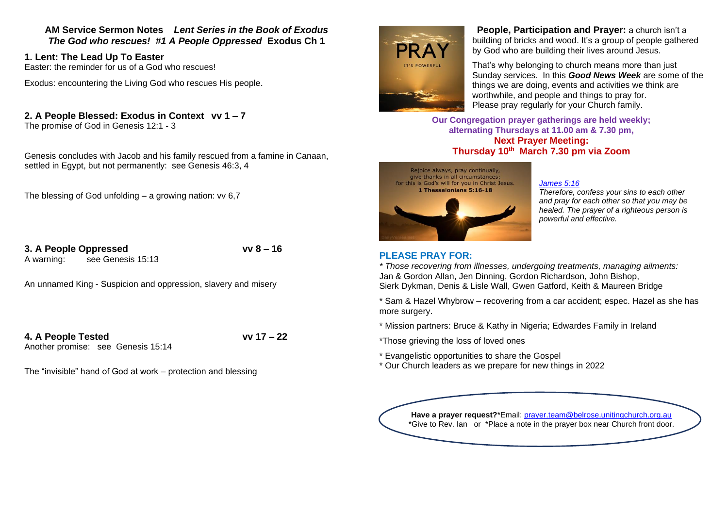## AM Service Sermon Notes *Lent Series in the Book of Exodus*
## ***The God who rescues! #1 A People Oppressed*** **Exodus Ch 1**

### 1. Lent: The Lead Up To Easter

Easter: the reminder for us of a God who rescues!

Exodus: encountering the Living God who rescues His people.

### 2. A People Blessed: Exodus in Context vv 1 – 7

The promise of God in Genesis 12:1 - 3

Genesis concludes with Jacob and his family rescued from a famine in Canaan, settled in Egypt, but not permanently: see Genesis 46:3, 4

The blessing of God unfolding – a growing nation: vv 6,7

### 3. A People Oppressed vv 8 – 16

A warning: see Genesis 15:13

An unnamed King - Suspicion and oppression, slavery and misery

### 4. A People Tested vv 17 – 22

Another promise: see Genesis 15:14

The "invisible" hand of God at work – protection and blessing

**People, Participation and Prayer:** a church isn't a building of bricks and wood. It's a group of people gathered by God who are building their lives around Jesus.

That's why belonging to church means more than just Sunday services. In this ***Good News Week*** are some of the things we are doing, events and activities we think are worthwhile, and people and things to pray for. Please pray regularly for your Church family.

**Our Congregation prayer gatherings are held weekly; alternating Thursdays at 11.00 am & 7.30 pm,**
**Next Prayer Meeting:**
**Thursday 10th March 7.30 pm via Zoom**

*James 5:16*
*Therefore, confess your sins to each other and pray for each other so that you may be healed. The prayer of a righteous person is powerful and effective.*

### PLEASE PRAY FOR:

* *Those recovering from illnesses, undergoing treatments, managing ailments:* Jan & Gordon Allan, Jen Dinning, Gordon Richardson, John Bishop, Sierk Dykman, Denis & Lisle Wall, Gwen Gatford, Keith & Maureen Bridge
* Sam & Hazel Whybrow – recovering from a car accident; espec. Hazel as she has more surgery.
* Mission partners: Bruce & Kathy in Nigeria; Edwardes Family in Ireland
* Those grieving the loss of loved ones
* Evangelistic opportunities to share the Gospel
* Our Church leaders as we prepare for new things in 2022

**Have a prayer request?** *Email: prayer.team@belrose.unitingchurch.org.au
*Give to Rev. Ian or *Place a note in the prayer box near Church front door.